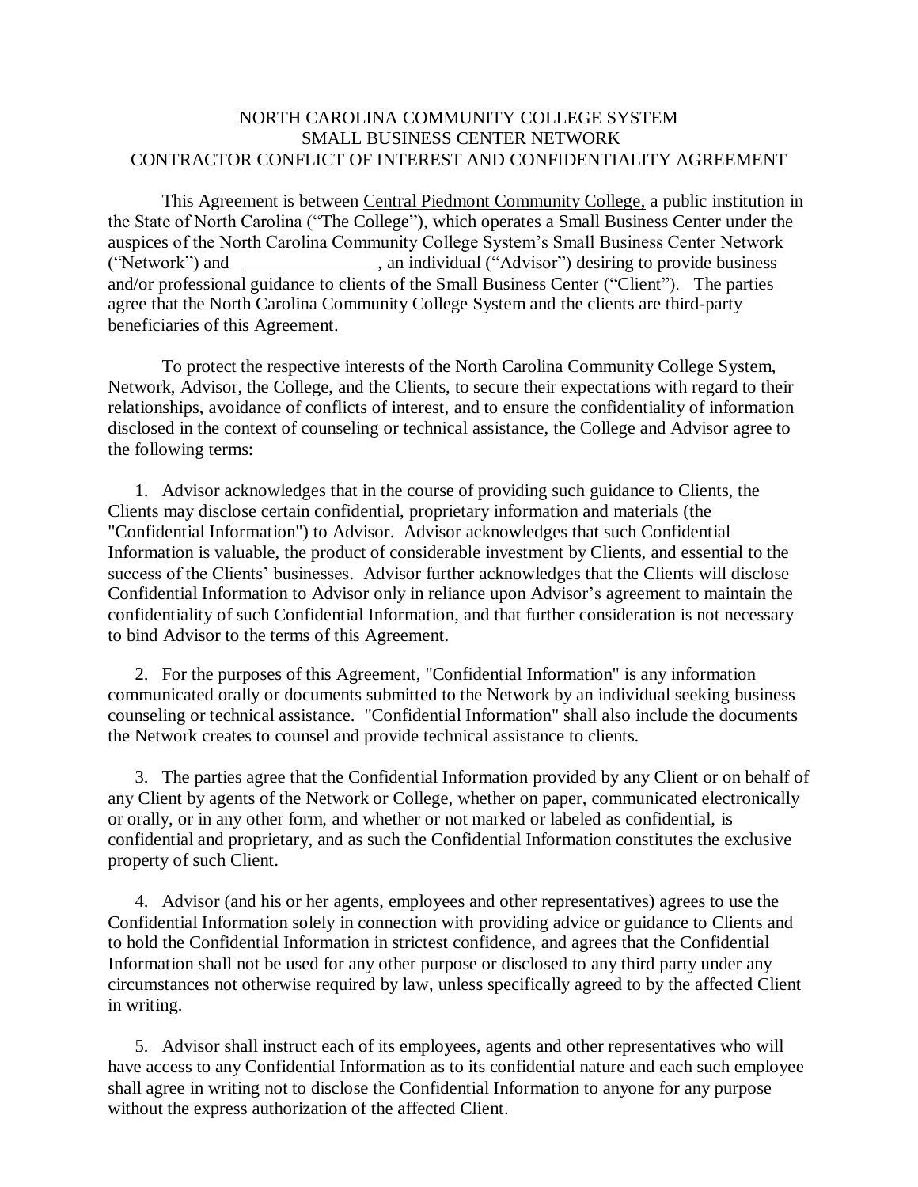# NORTH CAROLINA COMMUNITY COLLEGE SYSTEM
## SMALL BUSINESS CENTER NETWORK
## CONTRACTOR CONFLICT OF INTEREST AND CONFIDENTIALITY AGREEMENT

This Agreement is between Central Piedmont Community College, a public institution in the State of North Carolina ("The College"), which operates a Small Business Center under the auspices of the North Carolina Community College System's Small Business Center Network ("Network") and _______________, an individual ("Advisor") desiring to provide business and/or professional guidance to clients of the Small Business Center ("Client"). The parties agree that the North Carolina Community College System and the clients are third-party beneficiaries of this Agreement.

To protect the respective interests of the North Carolina Community College System, Network, Advisor, the College, and the Clients, to secure their expectations with regard to their relationships, avoidance of conflicts of interest, and to ensure the confidentiality of information disclosed in the context of counseling or technical assistance, the College and Advisor agree to the following terms:

1. Advisor acknowledges that in the course of providing such guidance to Clients, the Clients may disclose certain confidential, proprietary information and materials (the "Confidential Information") to Advisor. Advisor acknowledges that such Confidential Information is valuable, the product of considerable investment by Clients, and essential to the success of the Clients' businesses. Advisor further acknowledges that the Clients will disclose Confidential Information to Advisor only in reliance upon Advisor's agreement to maintain the confidentiality of such Confidential Information, and that further consideration is not necessary to bind Advisor to the terms of this Agreement.

2. For the purposes of this Agreement, "Confidential Information" is any information communicated orally or documents submitted to the Network by an individual seeking business counseling or technical assistance. "Confidential Information" shall also include the documents the Network creates to counsel and provide technical assistance to clients.

3. The parties agree that the Confidential Information provided by any Client or on behalf of any Client by agents of the Network or College, whether on paper, communicated electronically or orally, or in any other form, and whether or not marked or labeled as confidential, is confidential and proprietary, and as such the Confidential Information constitutes the exclusive property of such Client.

4. Advisor (and his or her agents, employees and other representatives) agrees to use the Confidential Information solely in connection with providing advice or guidance to Clients and to hold the Confidential Information in strictest confidence, and agrees that the Confidential Information shall not be used for any other purpose or disclosed to any third party under any circumstances not otherwise required by law, unless specifically agreed to by the affected Client in writing.

5. Advisor shall instruct each of its employees, agents and other representatives who will have access to any Confidential Information as to its confidential nature and each such employee shall agree in writing not to disclose the Confidential Information to anyone for any purpose without the express authorization of the affected Client.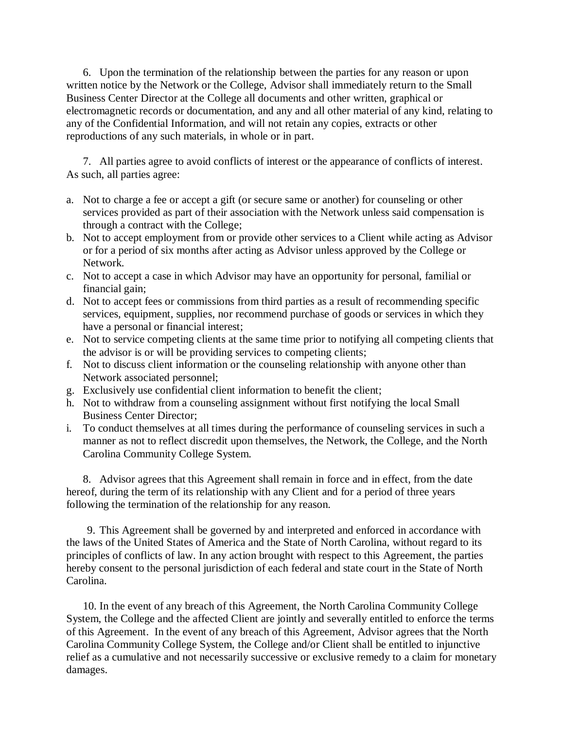6. Upon the termination of the relationship between the parties for any reason or upon written notice by the Network or the College, Advisor shall immediately return to the Small Business Center Director at the College all documents and other written, graphical or electromagnetic records or documentation, and any and all other material of any kind, relating to any of the Confidential Information, and will not retain any copies, extracts or other reproductions of any such materials, in whole or in part.

7. All parties agree to avoid conflicts of interest or the appearance of conflicts of interest. As such, all parties agree:

a. Not to charge a fee or accept a gift (or secure same or another) for counseling or other services provided as part of their association with the Network unless said compensation is through a contract with the College;
b. Not to accept employment from or provide other services to a Client while acting as Advisor or for a period of six months after acting as Advisor unless approved by the College or Network.
c. Not to accept a case in which Advisor may have an opportunity for personal, familial or financial gain;
d. Not to accept fees or commissions from third parties as a result of recommending specific services, equipment, supplies, nor recommend purchase of goods or services in which they have a personal or financial interest;
e. Not to service competing clients at the same time prior to notifying all competing clients that the advisor is or will be providing services to competing clients;
f. Not to discuss client information or the counseling relationship with anyone other than Network associated personnel;
g. Exclusively use confidential client information to benefit the client;
h. Not to withdraw from a counseling assignment without first notifying the local Small Business Center Director;
i. To conduct themselves at all times during the performance of counseling services in such a manner as not to reflect discredit upon themselves, the Network, the College, and the North Carolina Community College System.

8. Advisor agrees that this Agreement shall remain in force and in effect, from the date hereof, during the term of its relationship with any Client and for a period of three years following the termination of the relationship for any reason.

9. This Agreement shall be governed by and interpreted and enforced in accordance with the laws of the United States of America and the State of North Carolina, without regard to its principles of conflicts of law. In any action brought with respect to this Agreement, the parties hereby consent to the personal jurisdiction of each federal and state court in the State of North Carolina.

10. In the event of any breach of this Agreement, the North Carolina Community College System, the College and the affected Client are jointly and severally entitled to enforce the terms of this Agreement. In the event of any breach of this Agreement, Advisor agrees that the North Carolina Community College System, the College and/or Client shall be entitled to injunctive relief as a cumulative and not necessarily successive or exclusive remedy to a claim for monetary damages.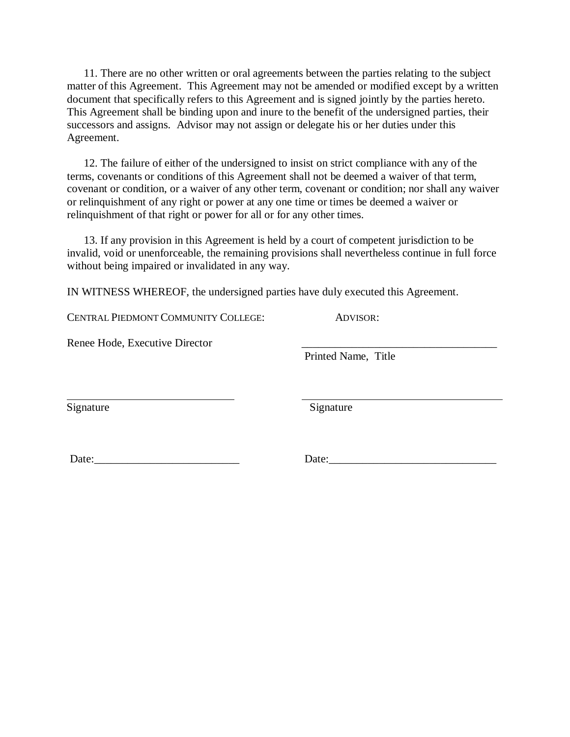11. There are no other written or oral agreements between the parties relating to the subject matter of this Agreement. This Agreement may not be amended or modified except by a written document that specifically refers to this Agreement and is signed jointly by the parties hereto. This Agreement shall be binding upon and inure to the benefit of the undersigned parties, their successors and assigns. Advisor may not assign or delegate his or her duties under this Agreement.

12. The failure of either of the undersigned to insist on strict compliance with any of the terms, covenants or conditions of this Agreement shall not be deemed a waiver of that term, covenant or condition, or a waiver of any other term, covenant or condition; nor shall any waiver or relinquishment of any right or power at any one time or times be deemed a waiver or relinquishment of that right or power for all or for any other times.

13. If any provision in this Agreement is held by a court of competent jurisdiction to be invalid, void or unenforceable, the remaining provisions shall nevertheless continue in full force without being impaired or invalidated in any way.

IN WITNESS WHEREOF, the undersigned parties have duly executed this Agreement.

| | |
|---|---|
| CENTRAL PIEDMONT COMMUNITY COLLEGE: | ADVISOR: |
| Renee Hode, Executive Director | ___________________________________<br>Printed Name, Title |
| ______________________________<br>Signature | ____________________________________<br>Signature |
| Date:__________________________ | Date:______________________________ |